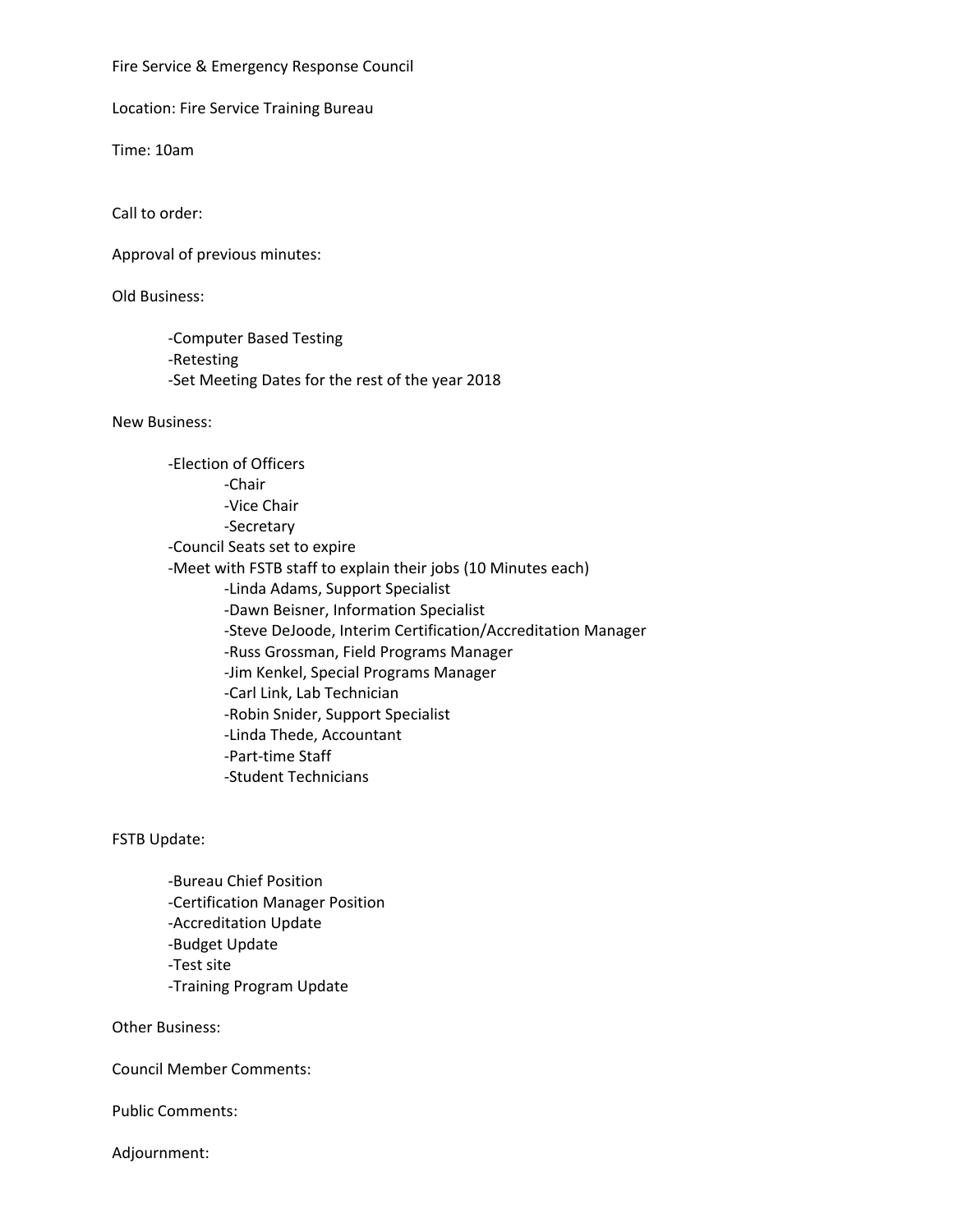Fire Service & Emergency Response Council

Location: Fire Service Training Bureau

Time: 10am

Call to order:

Approval of previous minutes:

Old Business:

- Computer Based Testing
- Retesting
- Set Meeting Dates for the rest of the year 2018

New Business:

- Election of Officers
  - Chair
  - Vice Chair
  - Secretary
- Council Seats set to expire
- Meet with FSTB staff to explain their jobs (10 Minutes each)
  - Linda Adams, Support Specialist
  - Dawn Beisner, Information Specialist
  - Steve DeJoode, Interim Certification/Accreditation Manager
  - Russ Grossman, Field Programs Manager
  - Jim Kenkel, Special Programs Manager
  - Carl Link, Lab Technician
  - Robin Snider, Support Specialist
  - Linda Thede, Accountant
  - Part-time Staff
  - Student Technicians

FSTB Update:

- Bureau Chief Position
- Certification Manager Position
- Accreditation Update
- Budget Update
- Test site
- Training Program Update

Other Business:

Council Member Comments:

Public Comments:

Adjournment: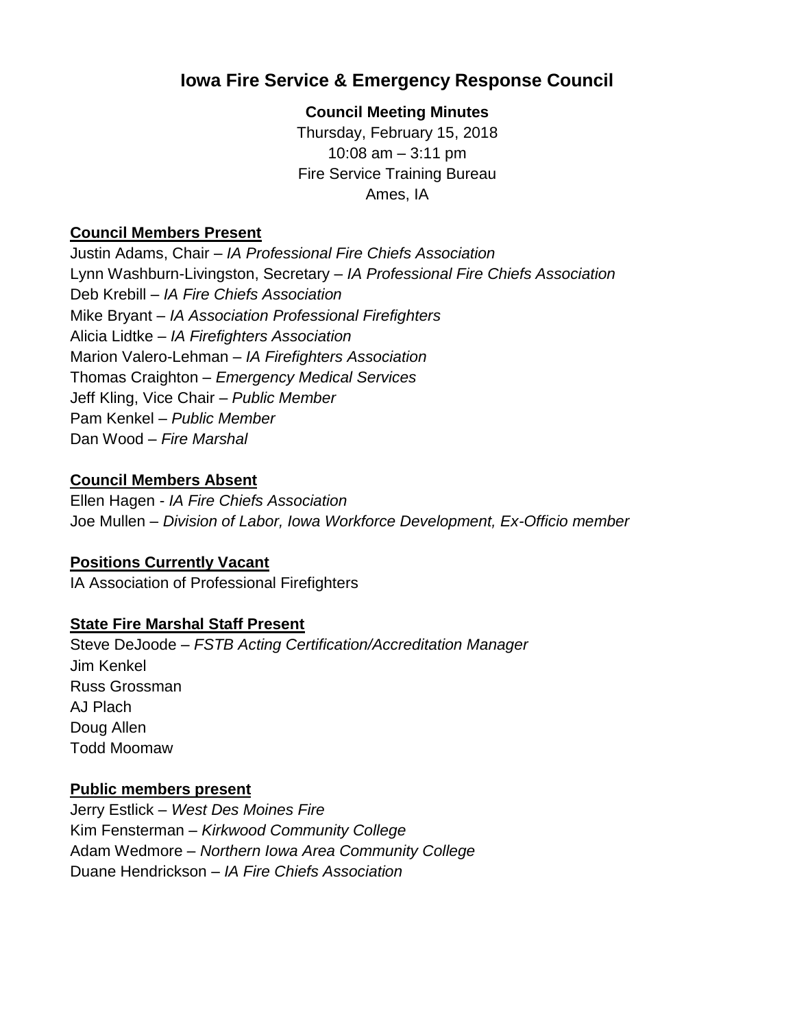# Iowa Fire Service & Emergency Response Council

**Council Meeting Minutes**

Thursday, February 15, 2018
10:08 am – 3:11 pm
Fire Service Training Bureau
Ames, IA

**Council Members Present**

Justin Adams, Chair – *IA Professional Fire Chiefs Association*
Lynn Washburn-Livingston, Secretary – *IA Professional Fire Chiefs Association*
Deb Krebill – *IA Fire Chiefs Association*
Mike Bryant – *IA Association Professional Firefighters*
Alicia Lidtke – *IA Firefighters Association*
Marion Valero-Lehman – *IA Firefighters Association*
Thomas Craighton – *Emergency Medical Services*
Jeff Kling, Vice Chair – *Public Member*
Pam Kenkel – *Public Member*
Dan Wood – *Fire Marshal*

**Council Members Absent**

Ellen Hagen - *IA Fire Chiefs Association*
Joe Mullen – *Division of Labor, Iowa Workforce Development, Ex-Officio member*

**Positions Currently Vacant**

IA Association of Professional Firefighters

**State Fire Marshal Staff Present**

Steve DeJoode – *FSTB Acting Certification/Accreditation Manager*
Jim Kenkel
Russ Grossman
AJ Plach
Doug Allen
Todd Moomaw

**Public members present**

Jerry Estlick – *West Des Moines Fire*
Kim Fensterman – *Kirkwood Community College*
Adam Wedmore – *Northern Iowa Area Community College*
Duane Hendrickson – *IA Fire Chiefs Association*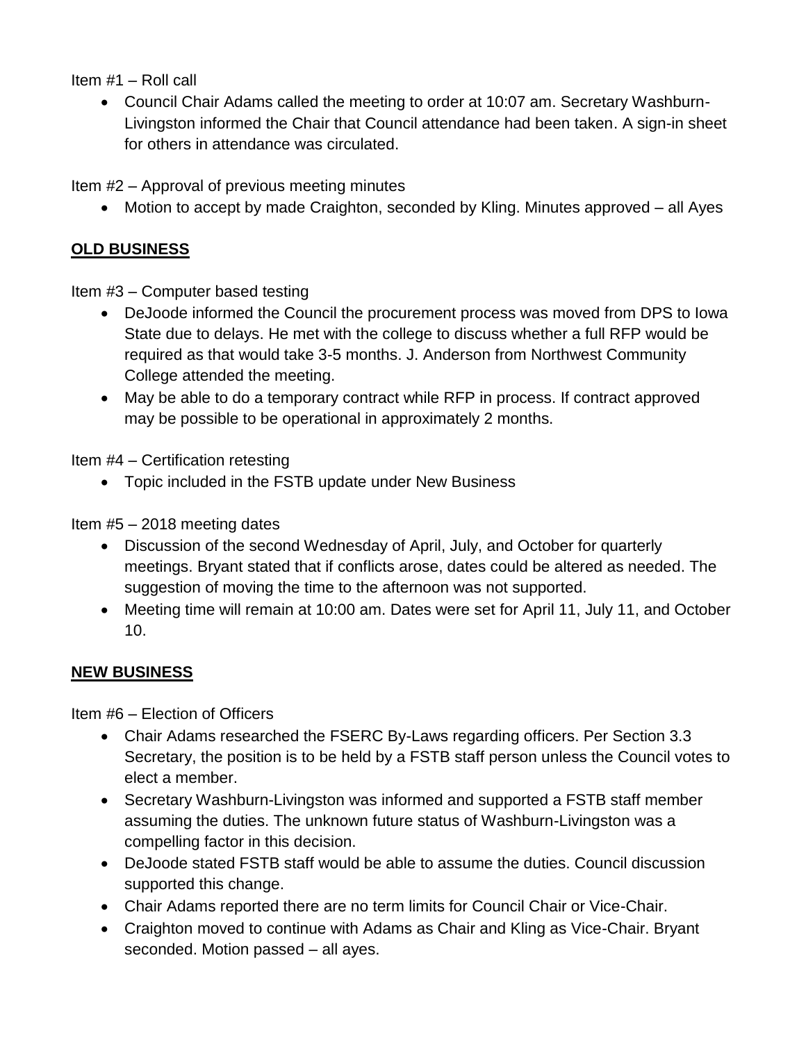Item #1 – Roll call

- Council Chair Adams called the meeting to order at 10:07 am. Secretary Washburn-Livingston informed the Chair that Council attendance had been taken. A sign-in sheet for others in attendance was circulated.

Item #2 – Approval of previous meeting minutes

- Motion to accept by made Craighton, seconded by Kling. Minutes approved – all Ayes

## OLD BUSINESS

Item #3 – Computer based testing

- DeJoode informed the Council the procurement process was moved from DPS to Iowa State due to delays. He met with the college to discuss whether a full RFP would be required as that would take 3-5 months. J. Anderson from Northwest Community College attended the meeting.
- May be able to do a temporary contract while RFP in process. If contract approved may be possible to be operational in approximately 2 months.

Item #4 – Certification retesting

- Topic included in the FSTB update under New Business

Item #5 – 2018 meeting dates

- Discussion of the second Wednesday of April, July, and October for quarterly meetings. Bryant stated that if conflicts arose, dates could be altered as needed. The suggestion of moving the time to the afternoon was not supported.
- Meeting time will remain at 10:00 am. Dates were set for April 11, July 11, and October 10.

## NEW BUSINESS

Item #6 – Election of Officers

- Chair Adams researched the FSERC By-Laws regarding officers. Per Section 3.3 Secretary, the position is to be held by a FSTB staff person unless the Council votes to elect a member.
- Secretary Washburn-Livingston was informed and supported a FSTB staff member assuming the duties. The unknown future status of Washburn-Livingston was a compelling factor in this decision.
- DeJoode stated FSTB staff would be able to assume the duties. Council discussion supported this change.
- Chair Adams reported there are no term limits for Council Chair or Vice-Chair.
- Craighton moved to continue with Adams as Chair and Kling as Vice-Chair. Bryant seconded. Motion passed – all ayes.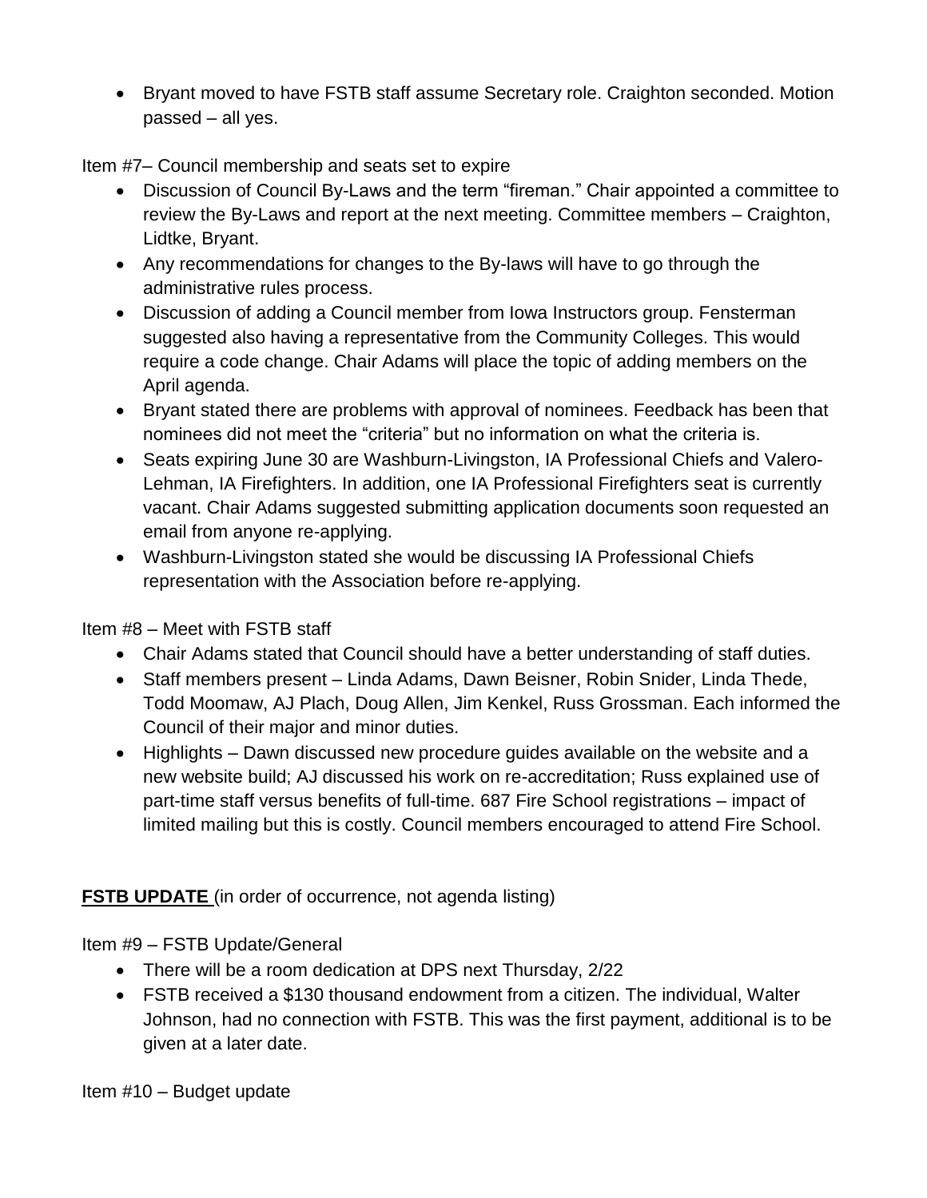- Bryant moved to have FSTB staff assume Secretary role. Craighton seconded. Motion passed – all yes.

Item #7– Council membership and seats set to expire

- Discussion of Council By-Laws and the term "fireman." Chair appointed a committee to review the By-Laws and report at the next meeting. Committee members – Craighton, Lidtke, Bryant.
- Any recommendations for changes to the By-laws will have to go through the administrative rules process.
- Discussion of adding a Council member from Iowa Instructors group. Fensterman suggested also having a representative from the Community Colleges. This would require a code change. Chair Adams will place the topic of adding members on the April agenda.
- Bryant stated there are problems with approval of nominees. Feedback has been that nominees did not meet the "criteria" but no information on what the criteria is.
- Seats expiring June 30 are Washburn-Livingston, IA Professional Chiefs and Valero-Lehman, IA Firefighters. In addition, one IA Professional Firefighters seat is currently vacant. Chair Adams suggested submitting application documents soon requested an email from anyone re-applying.
- Washburn-Livingston stated she would be discussing IA Professional Chiefs representation with the Association before re-applying.

Item #8 – Meet with FSTB staff

- Chair Adams stated that Council should have a better understanding of staff duties.
- Staff members present – Linda Adams, Dawn Beisner, Robin Snider, Linda Thede, Todd Moomaw, AJ Plach, Doug Allen, Jim Kenkel, Russ Grossman. Each informed the Council of their major and minor duties.
- Highlights – Dawn discussed new procedure guides available on the website and a new website build; AJ discussed his work on re-accreditation; Russ explained use of part-time staff versus benefits of full-time. 687 Fire School registrations – impact of limited mailing but this is costly. Council members encouraged to attend Fire School.

**FSTB UPDATE** (in order of occurrence, not agenda listing)

Item #9 – FSTB Update/General

- There will be a room dedication at DPS next Thursday, 2/22
- FSTB received a $130 thousand endowment from a citizen. The individual, Walter Johnson, had no connection with FSTB. This was the first payment, additional is to be given at a later date.

Item #10 – Budget update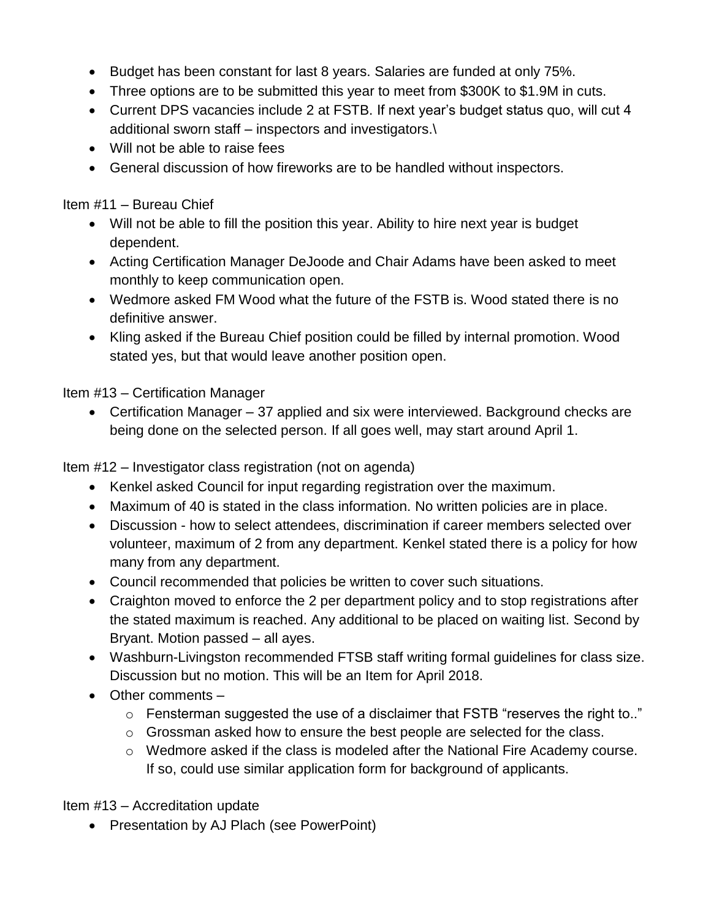- Budget has been constant for last 8 years. Salaries are funded at only 75%.
- Three options are to be submitted this year to meet from $300K to $1.9M in cuts.
- Current DPS vacancies include 2 at FSTB. If next year's budget status quo, will cut 4 additional sworn staff – inspectors and investigators.\
- Will not be able to raise fees
- General discussion of how fireworks are to be handled without inspectors.

Item #11 – Bureau Chief

- Will not be able to fill the position this year. Ability to hire next year is budget dependent.
- Acting Certification Manager DeJoode and Chair Adams have been asked to meet monthly to keep communication open.
- Wedmore asked FM Wood what the future of the FSTB is. Wood stated there is no definitive answer.
- Kling asked if the Bureau Chief position could be filled by internal promotion. Wood stated yes, but that would leave another position open.

Item #13 – Certification Manager

- Certification Manager – 37 applied and six were interviewed. Background checks are being done on the selected person. If all goes well, may start around April 1.

Item #12 – Investigator class registration (not on agenda)

- Kenkel asked Council for input regarding registration over the maximum.
- Maximum of 40 is stated in the class information. No written policies are in place.
- Discussion - how to select attendees, discrimination if career members selected over volunteer, maximum of 2 from any department. Kenkel stated there is a policy for how many from any department.
- Council recommended that policies be written to cover such situations.
- Craighton moved to enforce the 2 per department policy and to stop registrations after the stated maximum is reached. Any additional to be placed on waiting list. Second by Bryant. Motion passed – all ayes.
- Washburn-Livingston recommended FTSB staff writing formal guidelines for class size. Discussion but no motion. This will be an Item for April 2018.
- Other comments –
    - Fensterman suggested the use of a disclaimer that FSTB "reserves the right to.."
    - Grossman asked how to ensure the best people are selected for the class.
    - Wedmore asked if the class is modeled after the National Fire Academy course. If so, could use similar application form for background of applicants.

Item #13 – Accreditation update

- Presentation by AJ Plach (see PowerPoint)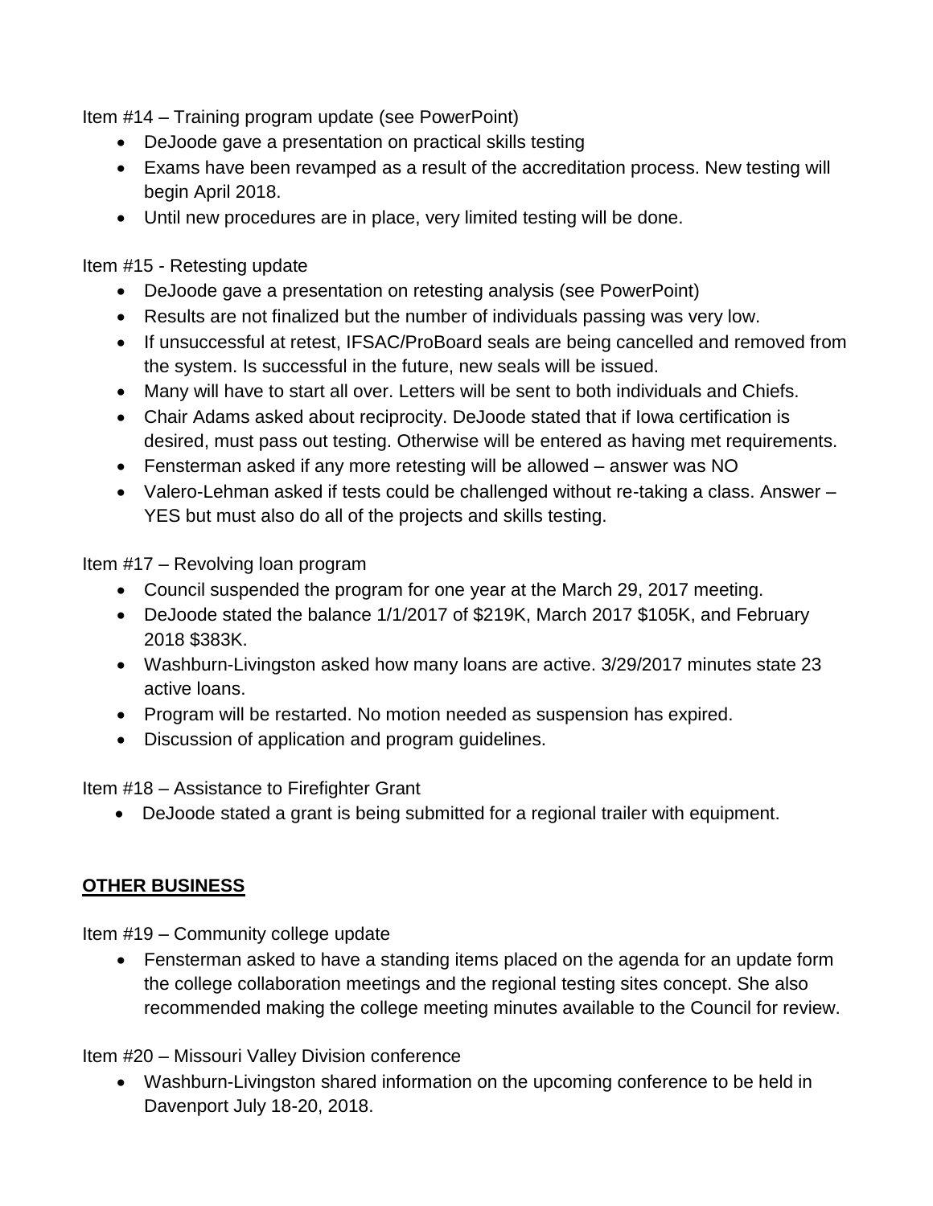Item #14 – Training program update (see PowerPoint)

- DeJoode gave a presentation on practical skills testing
- Exams have been revamped as a result of the accreditation process. New testing will begin April 2018.
- Until new procedures are in place, very limited testing will be done.

Item #15 - Retesting update

- DeJoode gave a presentation on retesting analysis (see PowerPoint)
- Results are not finalized but the number of individuals passing was very low.
- If unsuccessful at retest, IFSAC/ProBoard seals are being cancelled and removed from the system. Is successful in the future, new seals will be issued.
- Many will have to start all over. Letters will be sent to both individuals and Chiefs.
- Chair Adams asked about reciprocity. DeJoode stated that if Iowa certification is desired, must pass out testing. Otherwise will be entered as having met requirements.
- Fensterman asked if any more retesting will be allowed – answer was NO
- Valero-Lehman asked if tests could be challenged without re-taking a class. Answer – YES but must also do all of the projects and skills testing.

Item #17 – Revolving loan program

- Council suspended the program for one year at the March 29, 2017 meeting.
- DeJoode stated the balance 1/1/2017 of $219K, March 2017 $105K, and February 2018 $383K.
- Washburn-Livingston asked how many loans are active. 3/29/2017 minutes state 23 active loans.
- Program will be restarted. No motion needed as suspension has expired.
- Discussion of application and program guidelines.

Item #18 – Assistance to Firefighter Grant

- DeJoode stated a grant is being submitted for a regional trailer with equipment.

**OTHER BUSINESS**

Item #19 – Community college update

- Fensterman asked to have a standing items placed on the agenda for an update form the college collaboration meetings and the regional testing sites concept. She also recommended making the college meeting minutes available to the Council for review.

Item #20 – Missouri Valley Division conference

- Washburn-Livingston shared information on the upcoming conference to be held in Davenport July 18-20, 2018.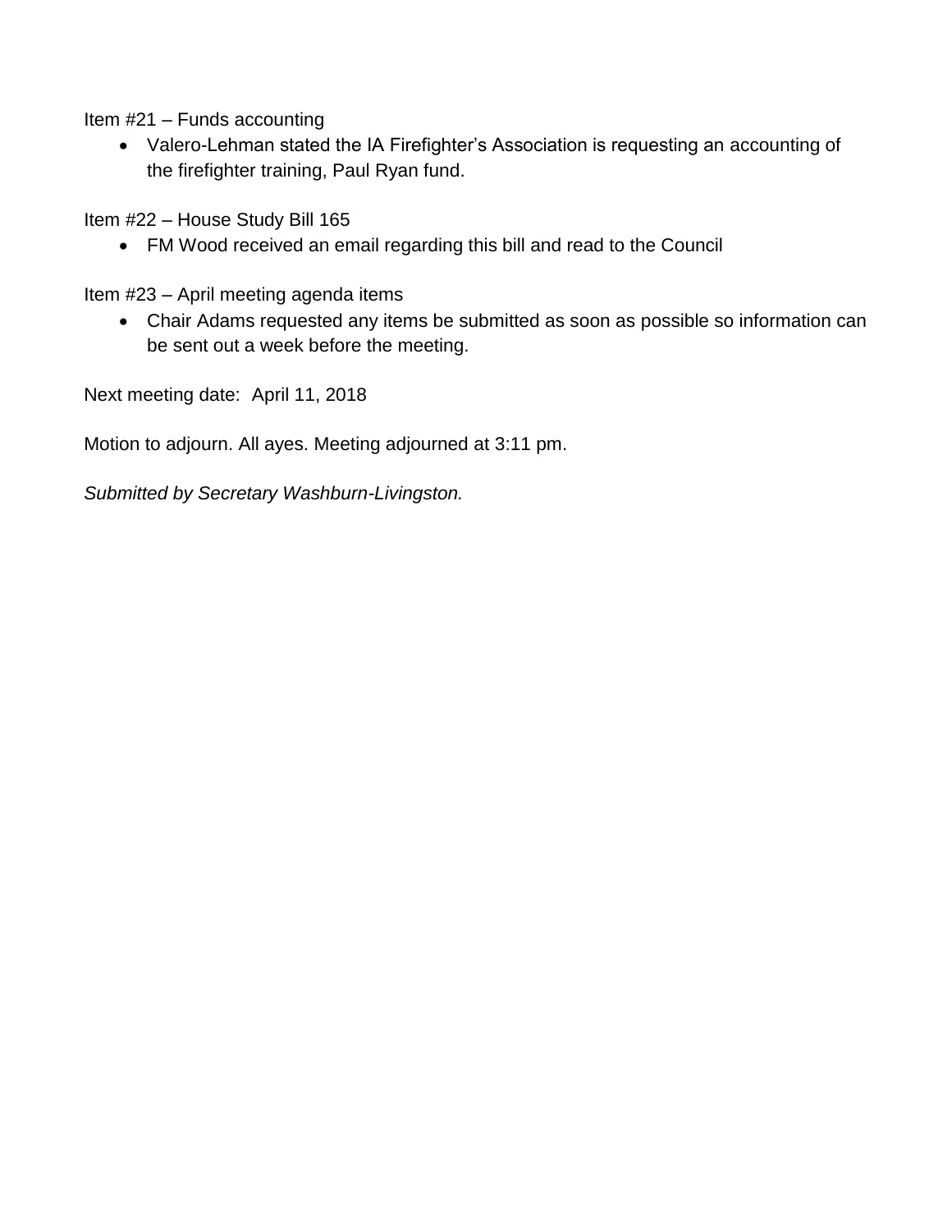Item #21 – Funds accounting

- Valero-Lehman stated the IA Firefighter's Association is requesting an accounting of the firefighter training, Paul Ryan fund.

Item #22 – House Study Bill 165

- FM Wood received an email regarding this bill and read to the Council

Item #23 – April meeting agenda items

- Chair Adams requested any items be submitted as soon as possible so information can be sent out a week before the meeting.

Next meeting date: April 11, 2018

Motion to adjourn. All ayes. Meeting adjourned at 3:11 pm.

*Submitted by Secretary Washburn-Livingston.*